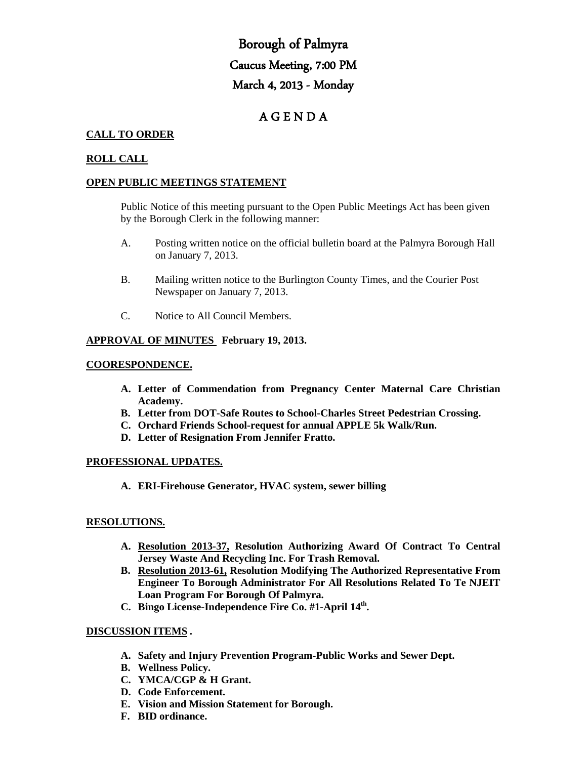# Borough of Palmyra

## Caucus Meeting, 7:00 PM

## March 4, 2013 - Monday

## A G E N D A

**CALL TO ORDER**

**ROLL CALL**

**OPEN PUBLIC MEETINGS STATEMENT**

Public Notice of this meeting pursuant to the Open Public Meetings Act has been given by the Borough Clerk in the following manner:

A. Posting written notice on the official bulletin board at the Palmyra Borough Hall on January 7, 2013.

B. Mailing written notice to the Burlington County Times, and the Courier Post Newspaper on January 7, 2013.

C. Notice to All Council Members.

**APPROVAL OF MINUTES February 19, 2013.**

**COORESPONDENCE.**

- **A. Letter of Commendation from Pregnancy Center Maternal Care Christian Academy.**
- **B. Letter from DOT-Safe Routes to School-Charles Street Pedestrian Crossing.**
- **C. Orchard Friends School-request for annual APPLE 5k Walk/Run.**
- **D. Letter of Resignation From Jennifer Fratto.**

**PROFESSIONAL UPDATES.**

- **A. ERI-Firehouse Generator, HVAC system, sewer billing**

**RESOLUTIONS.**

- **A. Resolution 2013-37, Resolution Authorizing Award Of Contract To Central Jersey Waste And Recycling Inc. For Trash Removal.**
- **B. Resolution 2013-61, Resolution Modifying The Authorized Representative From Engineer To Borough Administrator For All Resolutions Related To Te NJEIT Loan Program For Borough Of Palmyra.**
- **C. Bingo License-Independence Fire Co. #1-April 14th.**

**DISCUSSION ITEMS .**

- **A. Safety and Injury Prevention Program-Public Works and Sewer Dept.**
- **B. Wellness Policy.**
- **C. YMCA/CGP & H Grant.**
- **D. Code Enforcement.**
- **E. Vision and Mission Statement for Borough.**
- **F. BID ordinance.**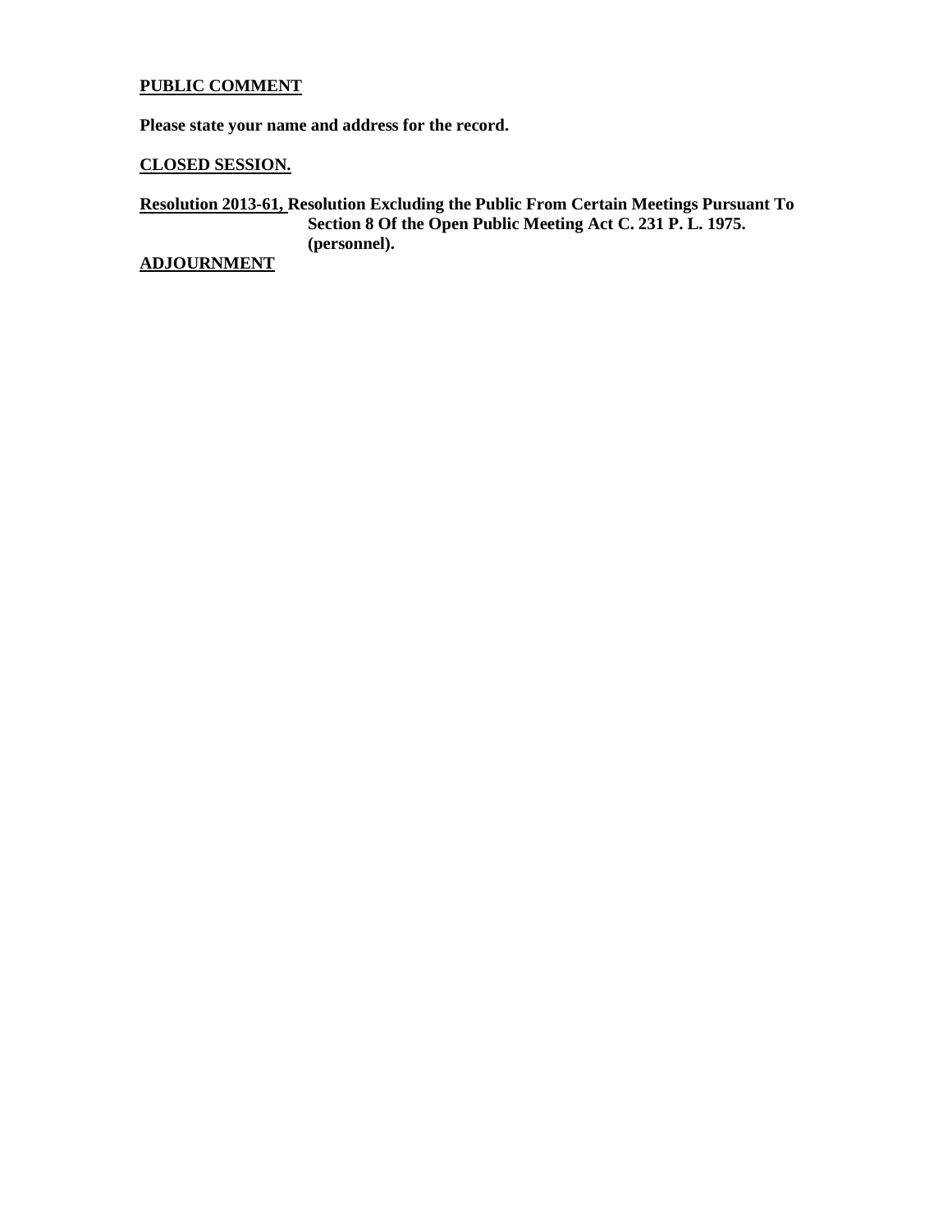**PUBLIC COMMENT**

**Please state your name and address for the record.**

**CLOSED SESSION.**

**Resolution 2013-61, Resolution Excluding the Public From Certain Meetings Pursuant To Section 8 Of the Open Public Meeting Act C. 231 P. L. 1975. (personnel).**

**ADJOURNMENT**